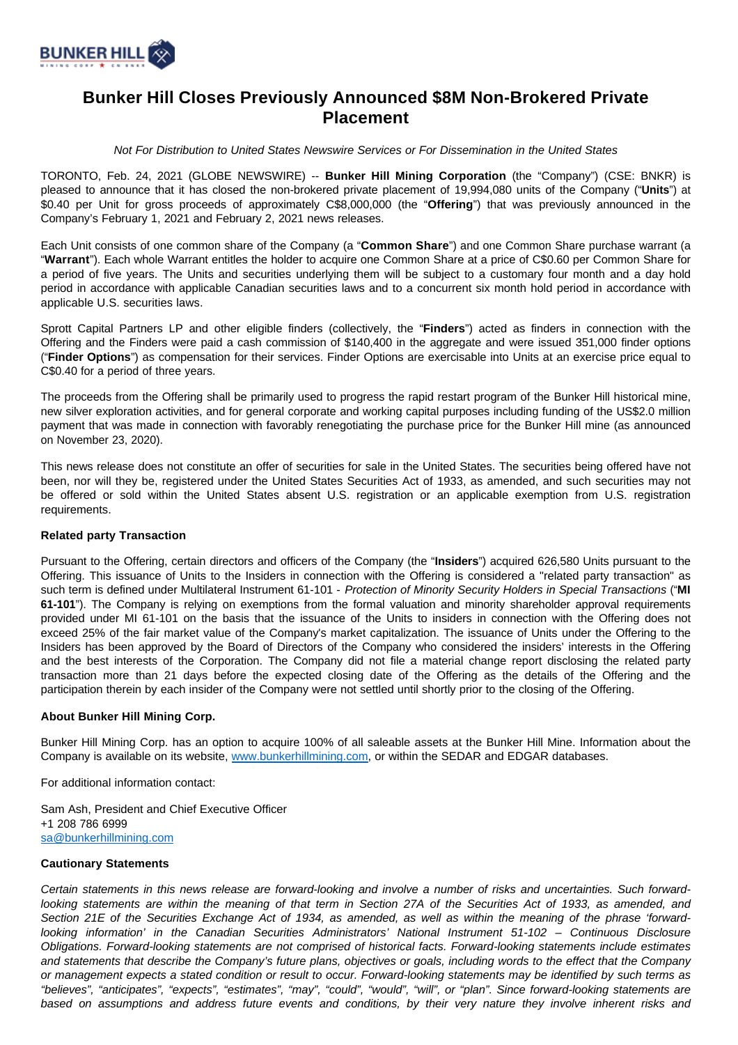# Bunker Hill Closes Previously Announced $8M Non-Brokered Private Placement

*Not For Distribution to United States Newswire Services or For Dissemination in the United States*

TORONTO, Feb. 24, 2021 (GLOBE NEWSWIRE) -- **Bunker Hill Mining Corporation** (the "Company") (CSE: BNKR) is pleased to announce that it has closed the non-brokered private placement of 19,994,080 units of the Company ("**Units**") at $0.40 per Unit for gross proceeds of approximately C$8,000,000 (the "**Offering**") that was previously announced in the Company's February 1, 2021 and February 2, 2021 news releases.

Each Unit consists of one common share of the Company (a "**Common Share**") and one Common Share purchase warrant (a "**Warrant**"). Each whole Warrant entitles the holder to acquire one Common Share at a price of C$0.60 per Common Share for a period of five years. The Units and securities underlying them will be subject to a customary four month and a day hold period in accordance with applicable Canadian securities laws and to a concurrent six month hold period in accordance with applicable U.S. securities laws.

Sprott Capital Partners LP and other eligible finders (collectively, the "**Finders**") acted as finders in connection with the Offering and the Finders were paid a cash commission of $140,400 in the aggregate and were issued 351,000 finder options ("**Finder Options**") as compensation for their services. Finder Options are exercisable into Units at an exercise price equal to C$0.40 for a period of three years.

The proceeds from the Offering shall be primarily used to progress the rapid restart program of the Bunker Hill historical mine, new silver exploration activities, and for general corporate and working capital purposes including funding of the US$2.0 million payment that was made in connection with favorably renegotiating the purchase price for the Bunker Hill mine (as announced on November 23, 2020).

This news release does not constitute an offer of securities for sale in the United States. The securities being offered have not been, nor will they be, registered under the United States Securities Act of 1933, as amended, and such securities may not be offered or sold within the United States absent U.S. registration or an applicable exemption from U.S. registration requirements.

**Related party Transaction**

Pursuant to the Offering, certain directors and officers of the Company (the "**Insiders**") acquired 626,580 Units pursuant to the Offering. This issuance of Units to the Insiders in connection with the Offering is considered a "related party transaction" as such term is defined under Multilateral Instrument 61-101 - *Protection of Minority Security Holders in Special Transactions* ("**MI 61-101**"). The Company is relying on exemptions from the formal valuation and minority shareholder approval requirements provided under MI 61-101 on the basis that the issuance of the Units to insiders in connection with the Offering does not exceed 25% of the fair market value of the Company's market capitalization. The issuance of Units under the Offering to the Insiders has been approved by the Board of Directors of the Company who considered the insiders' interests in the Offering and the best interests of the Corporation. The Company did not file a material change report disclosing the related party transaction more than 21 days before the expected closing date of the Offering as the details of the Offering and the participation therein by each insider of the Company were not settled until shortly prior to the closing of the Offering.

**About Bunker Hill Mining Corp.**

Bunker Hill Mining Corp. has an option to acquire 100% of all saleable assets at the Bunker Hill Mine. Information about the Company is available on its website, www.bunkerhillmining.com, or within the SEDAR and EDGAR databases.

For additional information contact:

Sam Ash, President and Chief Executive Officer
+1 208 786 6999
sa@bunkerhillmining.com

**Cautionary Statements**

*Certain statements in this news release are forward-looking and involve a number of risks and uncertainties. Such forward-looking statements are within the meaning of that term in Section 27A of the Securities Act of 1933, as amended, and Section 21E of the Securities Exchange Act of 1934, as amended, as well as within the meaning of the phrase 'forward-looking information' in the Canadian Securities Administrators' National Instrument 51-102 – Continuous Disclosure Obligations. Forward-looking statements are not comprised of historical facts. Forward-looking statements include estimates and statements that describe the Company's future plans, objectives or goals, including words to the effect that the Company or management expects a stated condition or result to occur. Forward-looking statements may be identified by such terms as "believes", "anticipates", "expects", "estimates", "may", "could", "would", "will", or "plan". Since forward-looking statements are based on assumptions and address future events and conditions, by their very nature they involve inherent risks and*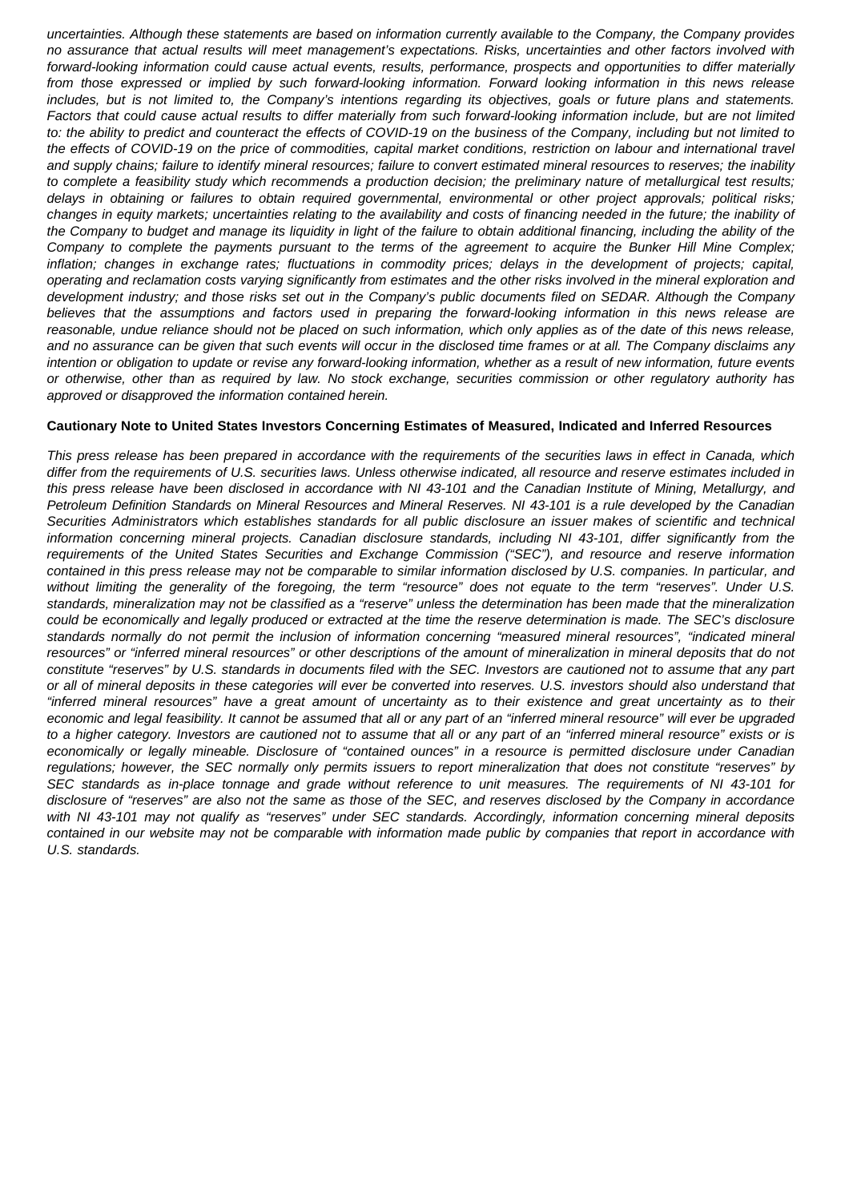*uncertainties. Although these statements are based on information currently available to the Company, the Company provides no assurance that actual results will meet management's expectations. Risks, uncertainties and other factors involved with forward-looking information could cause actual events, results, performance, prospects and opportunities to differ materially from those expressed or implied by such forward-looking information. Forward looking information in this news release includes, but is not limited to, the Company's intentions regarding its objectives, goals or future plans and statements. Factors that could cause actual results to differ materially from such forward-looking information include, but are not limited to: the ability to predict and counteract the effects of COVID-19 on the business of the Company, including but not limited to the effects of COVID-19 on the price of commodities, capital market conditions, restriction on labour and international travel and supply chains; failure to identify mineral resources; failure to convert estimated mineral resources to reserves; the inability to complete a feasibility study which recommends a production decision; the preliminary nature of metallurgical test results; delays in obtaining or failures to obtain required governmental, environmental or other project approvals; political risks; changes in equity markets; uncertainties relating to the availability and costs of financing needed in the future; the inability of the Company to budget and manage its liquidity in light of the failure to obtain additional financing, including the ability of the Company to complete the payments pursuant to the terms of the agreement to acquire the Bunker Hill Mine Complex; inflation; changes in exchange rates; fluctuations in commodity prices; delays in the development of projects; capital, operating and reclamation costs varying significantly from estimates and the other risks involved in the mineral exploration and development industry; and those risks set out in the Company's public documents filed on SEDAR. Although the Company believes that the assumptions and factors used in preparing the forward-looking information in this news release are reasonable, undue reliance should not be placed on such information, which only applies as of the date of this news release, and no assurance can be given that such events will occur in the disclosed time frames or at all. The Company disclaims any intention or obligation to update or revise any forward-looking information, whether as a result of new information, future events or otherwise, other than as required by law. No stock exchange, securities commission or other regulatory authority has approved or disapproved the information contained herein.*

**Cautionary Note to United States Investors Concerning Estimates of Measured, Indicated and Inferred Resources**

*This press release has been prepared in accordance with the requirements of the securities laws in effect in Canada, which differ from the requirements of U.S. securities laws. Unless otherwise indicated, all resource and reserve estimates included in this press release have been disclosed in accordance with NI 43-101 and the Canadian Institute of Mining, Metallurgy, and Petroleum Definition Standards on Mineral Resources and Mineral Reserves. NI 43-101 is a rule developed by the Canadian Securities Administrators which establishes standards for all public disclosure an issuer makes of scientific and technical information concerning mineral projects. Canadian disclosure standards, including NI 43-101, differ significantly from the requirements of the United States Securities and Exchange Commission ("SEC"), and resource and reserve information contained in this press release may not be comparable to similar information disclosed by U.S. companies. In particular, and without limiting the generality of the foregoing, the term "resource" does not equate to the term "reserves". Under U.S. standards, mineralization may not be classified as a "reserve" unless the determination has been made that the mineralization could be economically and legally produced or extracted at the time the reserve determination is made. The SEC's disclosure standards normally do not permit the inclusion of information concerning "measured mineral resources", "indicated mineral resources" or "inferred mineral resources" or other descriptions of the amount of mineralization in mineral deposits that do not constitute "reserves" by U.S. standards in documents filed with the SEC. Investors are cautioned not to assume that any part or all of mineral deposits in these categories will ever be converted into reserves. U.S. investors should also understand that "inferred mineral resources" have a great amount of uncertainty as to their existence and great uncertainty as to their economic and legal feasibility. It cannot be assumed that all or any part of an "inferred mineral resource" will ever be upgraded to a higher category. Investors are cautioned not to assume that all or any part of an "inferred mineral resource" exists or is economically or legally mineable. Disclosure of "contained ounces" in a resource is permitted disclosure under Canadian regulations; however, the SEC normally only permits issuers to report mineralization that does not constitute "reserves" by SEC standards as in-place tonnage and grade without reference to unit measures. The requirements of NI 43-101 for disclosure of "reserves" are also not the same as those of the SEC, and reserves disclosed by the Company in accordance with NI 43-101 may not qualify as "reserves" under SEC standards. Accordingly, information concerning mineral deposits contained in our website may not be comparable with information made public by companies that report in accordance with U.S. standards.*